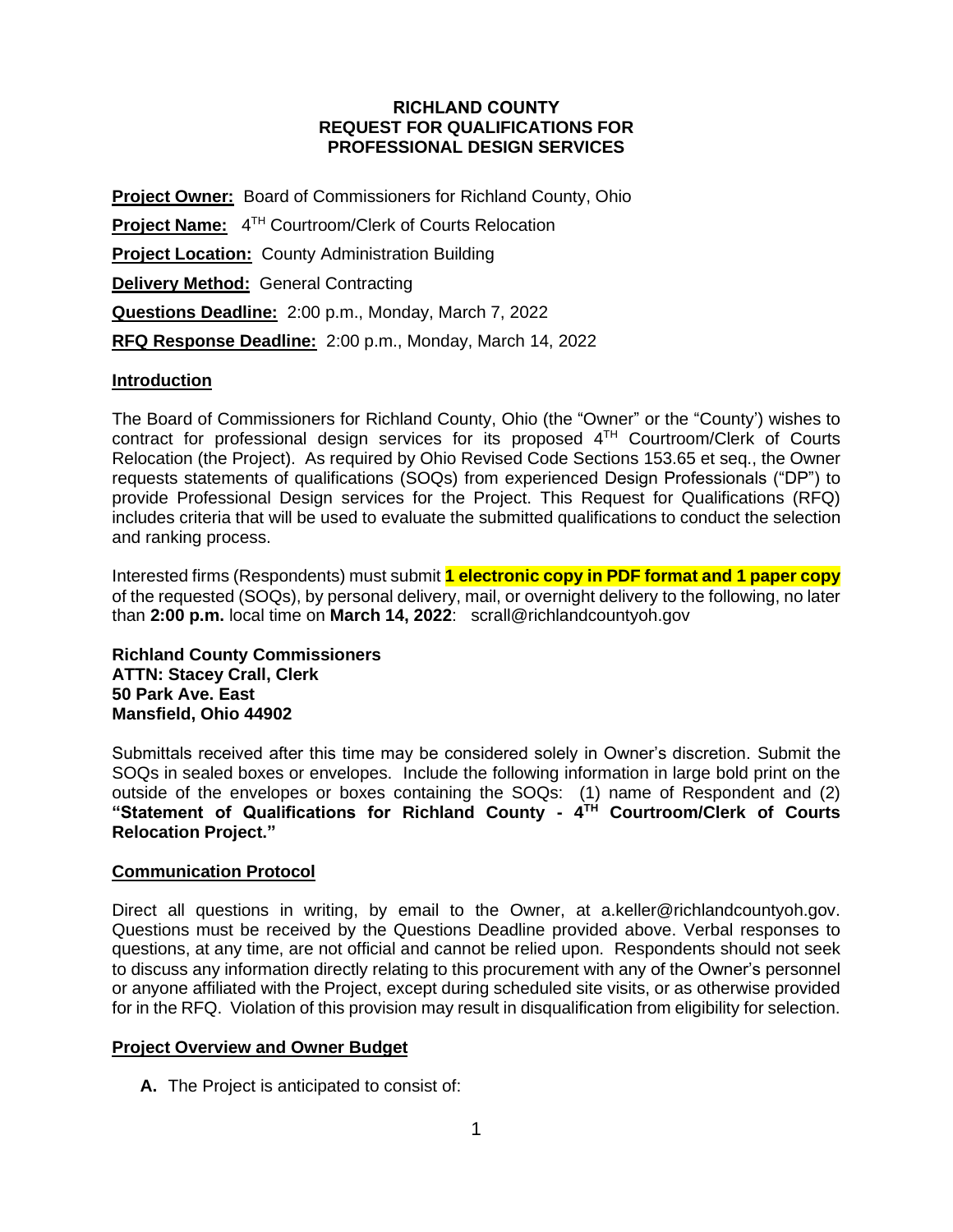**RICHLAND COUNTY**
**REQUEST FOR QUALIFICATIONS FOR**
**PROFESSIONAL DESIGN SERVICES**

**Project Owner:** Board of Commissioners for Richland County, Ohio

**Project Name:** 4TH Courtroom/Clerk of Courts Relocation

**Project Location:** County Administration Building

**Delivery Method:** General Contracting

**Questions Deadline:** 2:00 p.m., Monday, March 7, 2022

**RFQ Response Deadline:** 2:00 p.m., Monday, March 14, 2022

## Introduction

The Board of Commissioners for Richland County, Ohio (the "Owner" or the "County') wishes to contract for professional design services for its proposed 4TH Courtroom/Clerk of Courts Relocation (the Project). As required by Ohio Revised Code Sections 153.65 et seq., the Owner requests statements of qualifications (SOQs) from experienced Design Professionals ("DP") to provide Professional Design services for the Project. This Request for Qualifications (RFQ) includes criteria that will be used to evaluate the submitted qualifications to conduct the selection and ranking process.

Interested firms (Respondents) must submit **1 electronic copy in PDF format and 1 paper copy** of the requested (SOQs), by personal delivery, mail, or overnight delivery to the following, no later than **2:00 p.m.** local time on **March 14, 2022**: scrall@richlandcountyoh.gov

**Richland County Commissioners**
**ATTN: Stacey Crall, Clerk**
**50 Park Ave. East**
**Mansfield, Ohio 44902**

Submittals received after this time may be considered solely in Owner's discretion. Submit the SOQs in sealed boxes or envelopes. Include the following information in large bold print on the outside of the envelopes or boxes containing the SOQs: (1) name of Respondent and (2) **"Statement of Qualifications for Richland County - 4TH Courtroom/Clerk of Courts Relocation Project."**

## Communication Protocol

Direct all questions in writing, by email to the Owner, at a.keller@richlandcountyoh.gov. Questions must be received by the Questions Deadline provided above. Verbal responses to questions, at any time, are not official and cannot be relied upon. Respondents should not seek to discuss any information directly relating to this procurement with any of the Owner's personnel or anyone affiliated with the Project, except during scheduled site visits, or as otherwise provided for in the RFQ. Violation of this provision may result in disqualification from eligibility for selection.

## Project Overview and Owner Budget

**A.** The Project is anticipated to consist of: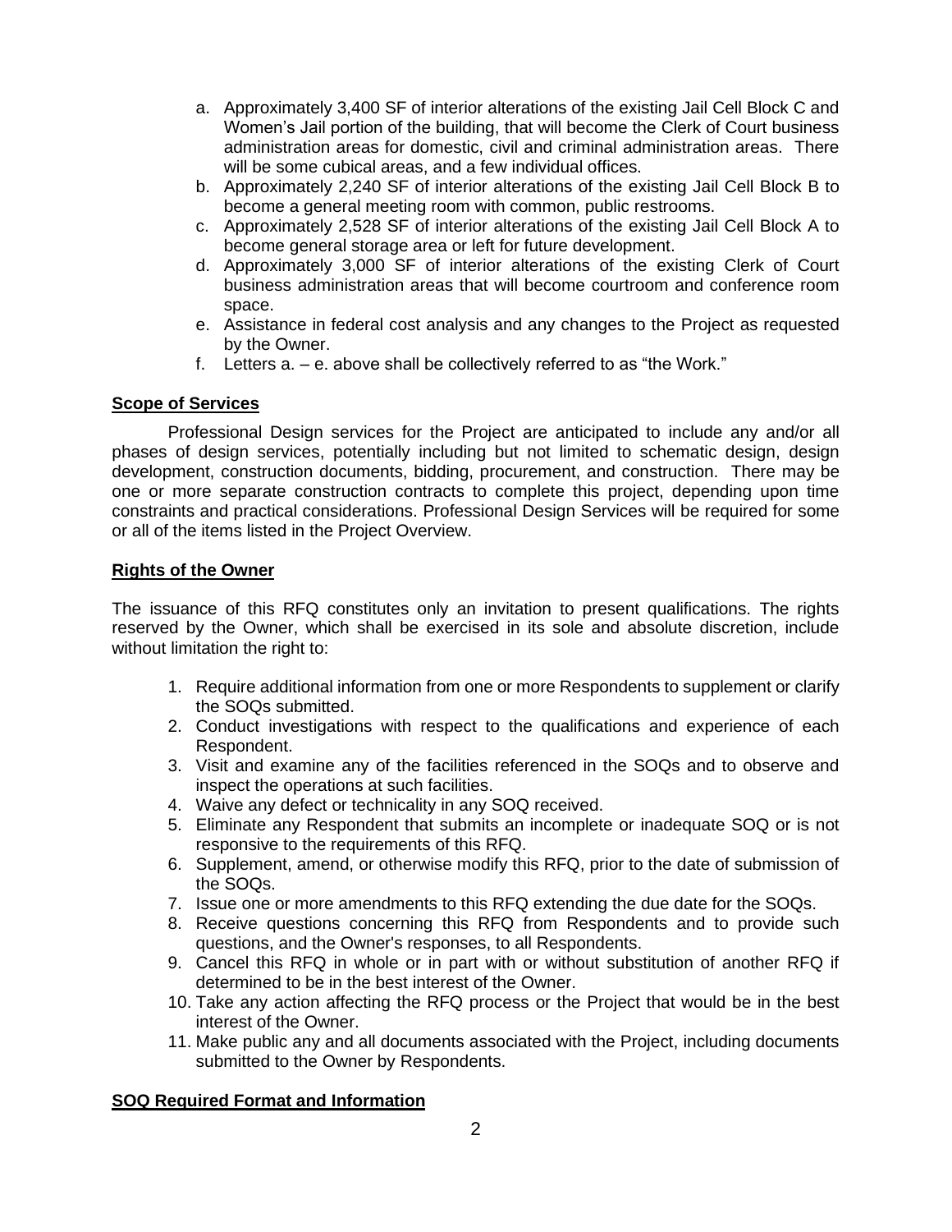a. Approximately 3,400 SF of interior alterations of the existing Jail Cell Block C and Women's Jail portion of the building, that will become the Clerk of Court business administration areas for domestic, civil and criminal administration areas. There will be some cubical areas, and a few individual offices.
b. Approximately 2,240 SF of interior alterations of the existing Jail Cell Block B to become a general meeting room with common, public restrooms.
c. Approximately 2,528 SF of interior alterations of the existing Jail Cell Block A to become general storage area or left for future development.
d. Approximately 3,000 SF of interior alterations of the existing Clerk of Court business administration areas that will become courtroom and conference room space.
e. Assistance in federal cost analysis and any changes to the Project as requested by the Owner.
f. Letters a. – e. above shall be collectively referred to as "the Work."

**Scope of Services**

Professional Design services for the Project are anticipated to include any and/or all phases of design services, potentially including but not limited to schematic design, design development, construction documents, bidding, procurement, and construction. There may be one or more separate construction contracts to complete this project, depending upon time constraints and practical considerations. Professional Design Services will be required for some or all of the items listed in the Project Overview.

**Rights of the Owner**

The issuance of this RFQ constitutes only an invitation to present qualifications. The rights reserved by the Owner, which shall be exercised in its sole and absolute discretion, include without limitation the right to:

1. Require additional information from one or more Respondents to supplement or clarify the SOQs submitted.
2. Conduct investigations with respect to the qualifications and experience of each Respondent.
3. Visit and examine any of the facilities referenced in the SOQs and to observe and inspect the operations at such facilities.
4. Waive any defect or technicality in any SOQ received.
5. Eliminate any Respondent that submits an incomplete or inadequate SOQ or is not responsive to the requirements of this RFQ.
6. Supplement, amend, or otherwise modify this RFQ, prior to the date of submission of the SOQs.
7. Issue one or more amendments to this RFQ extending the due date for the SOQs.
8. Receive questions concerning this RFQ from Respondents and to provide such questions, and the Owner's responses, to all Respondents.
9. Cancel this RFQ in whole or in part with or without substitution of another RFQ if determined to be in the best interest of the Owner.
10. Take any action affecting the RFQ process or the Project that would be in the best interest of the Owner.
11. Make public any and all documents associated with the Project, including documents submitted to the Owner by Respondents.

**SOQ Required Format and Information**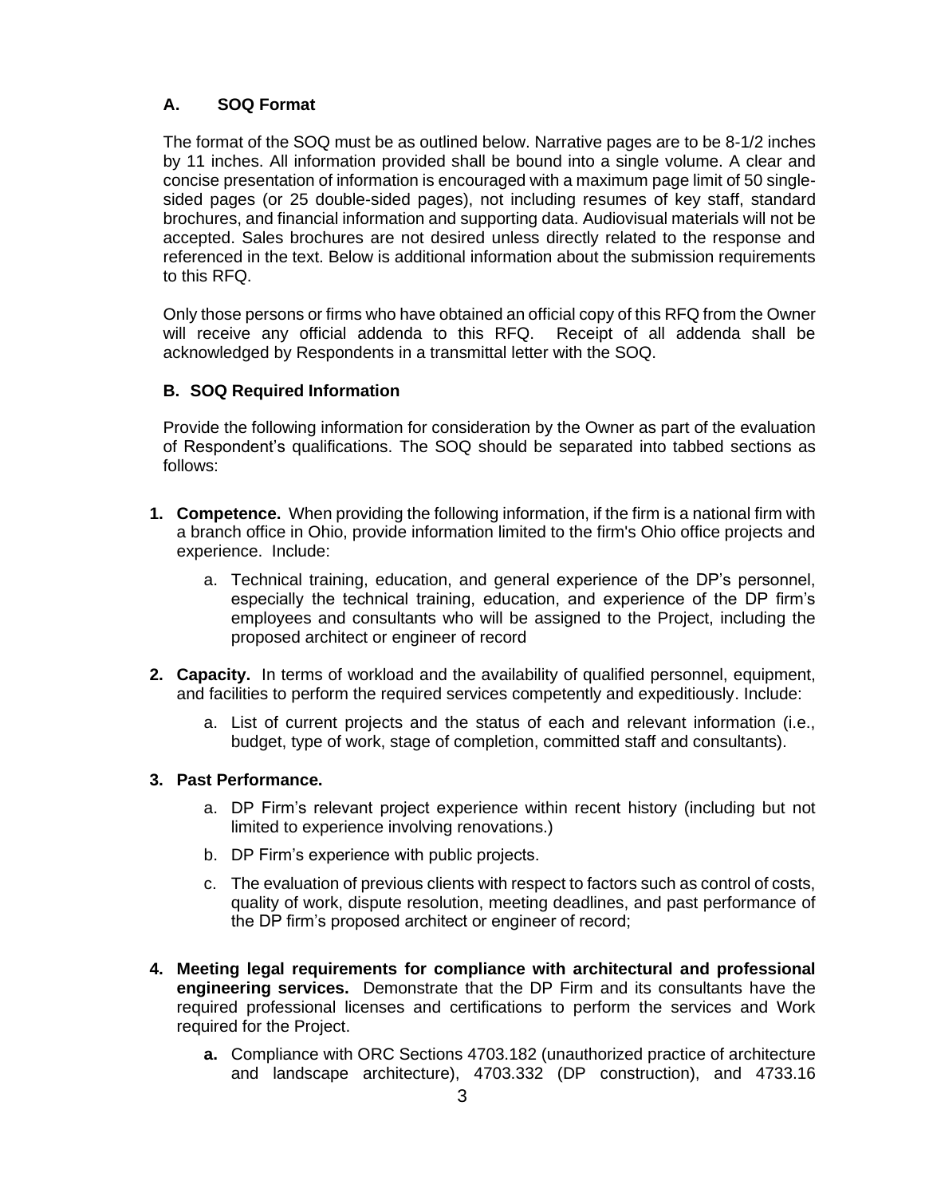### A. SOQ Format

The format of the SOQ must be as outlined below. Narrative pages are to be 8-1/2 inches by 11 inches. All information provided shall be bound into a single volume. A clear and concise presentation of information is encouraged with a maximum page limit of 50 single-sided pages (or 25 double-sided pages), not including resumes of key staff, standard brochures, and financial information and supporting data. Audiovisual materials will not be accepted. Sales brochures are not desired unless directly related to the response and referenced in the text. Below is additional information about the submission requirements to this RFQ.

Only those persons or firms who have obtained an official copy of this RFQ from the Owner will receive any official addenda to this RFQ. Receipt of all addenda shall be acknowledged by Respondents in a transmittal letter with the SOQ.

### B. SOQ Required Information

Provide the following information for consideration by the Owner as part of the evaluation of Respondent's qualifications. The SOQ should be separated into tabbed sections as follows:

1. **Competence.** When providing the following information, if the firm is a national firm with a branch office in Ohio, provide information limited to the firm's Ohio office projects and experience. Include:
   a. Technical training, education, and general experience of the DP's personnel, especially the technical training, education, and experience of the DP firm's employees and consultants who will be assigned to the Project, including the proposed architect or engineer of record

2. **Capacity.** In terms of workload and the availability of qualified personnel, equipment, and facilities to perform the required services competently and expeditiously. Include:
   a. List of current projects and the status of each and relevant information (i.e., budget, type of work, stage of completion, committed staff and consultants).

3. **Past Performance.**
   a. DP Firm's relevant project experience within recent history (including but not limited to experience involving renovations.)
   b. DP Firm's experience with public projects.
   c. The evaluation of previous clients with respect to factors such as control of costs, quality of work, dispute resolution, meeting deadlines, and past performance of the DP firm's proposed architect or engineer of record;

4. **Meeting legal requirements for compliance with architectural and professional engineering services.** Demonstrate that the DP Firm and its consultants have the required professional licenses and certifications to perform the services and Work required for the Project.
   **a.** Compliance with ORC Sections 4703.182 (unauthorized practice of architecture and landscape architecture), 4703.332 (DP construction), and 4733.16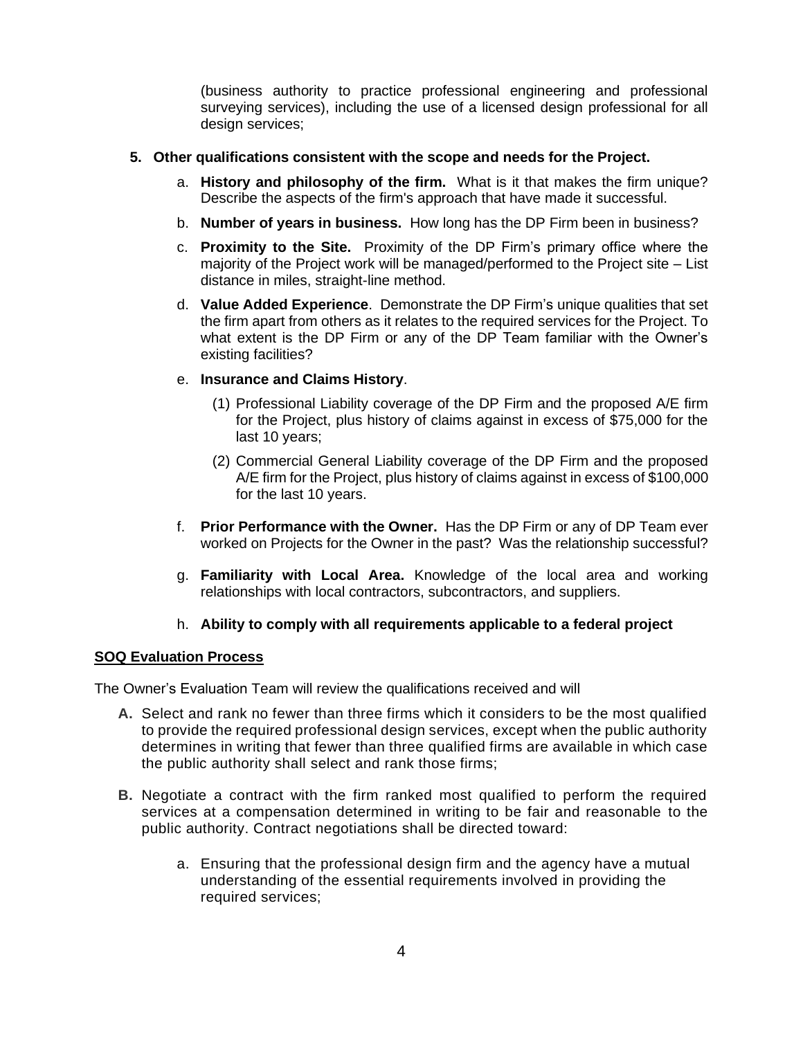(business authority to practice professional engineering and professional surveying services), including the use of a licensed design professional for all design services;

**5. Other qualifications consistent with the scope and needs for the Project.**

a. **History and philosophy of the firm.** What is it that makes the firm unique? Describe the aspects of the firm's approach that have made it successful.

b. **Number of years in business.** How long has the DP Firm been in business?

c. **Proximity to the Site.** Proximity of the DP Firm's primary office where the majority of the Project work will be managed/performed to the Project site – List distance in miles, straight-line method.

d. **Value Added Experience**. Demonstrate the DP Firm's unique qualities that set the firm apart from others as it relates to the required services for the Project. To what extent is the DP Firm or any of the DP Team familiar with the Owner's existing facilities?

e. **Insurance and Claims History**.

(1) Professional Liability coverage of the DP Firm and the proposed A/E firm for the Project, plus history of claims against in excess of $75,000 for the last 10 years;

(2) Commercial General Liability coverage of the DP Firm and the proposed A/E firm for the Project, plus history of claims against in excess of $100,000 for the last 10 years.

f. **Prior Performance with the Owner.** Has the DP Firm or any of DP Team ever worked on Projects for the Owner in the past? Was the relationship successful?

g. **Familiarity with Local Area.** Knowledge of the local area and working relationships with local contractors, subcontractors, and suppliers.

h. **Ability to comply with all requirements applicable to a federal project**

**SOQ Evaluation Process**

The Owner's Evaluation Team will review the qualifications received and will

**A.** Select and rank no fewer than three firms which it considers to be the most qualified to provide the required professional design services, except when the public authority determines in writing that fewer than three qualified firms are available in which case the public authority shall select and rank those firms;

**B.** Negotiate a contract with the firm ranked most qualified to perform the required services at a compensation determined in writing to be fair and reasonable to the public authority. Contract negotiations shall be directed toward:

a. Ensuring that the professional design firm and the agency have a mutual understanding of the essential requirements involved in providing the required services;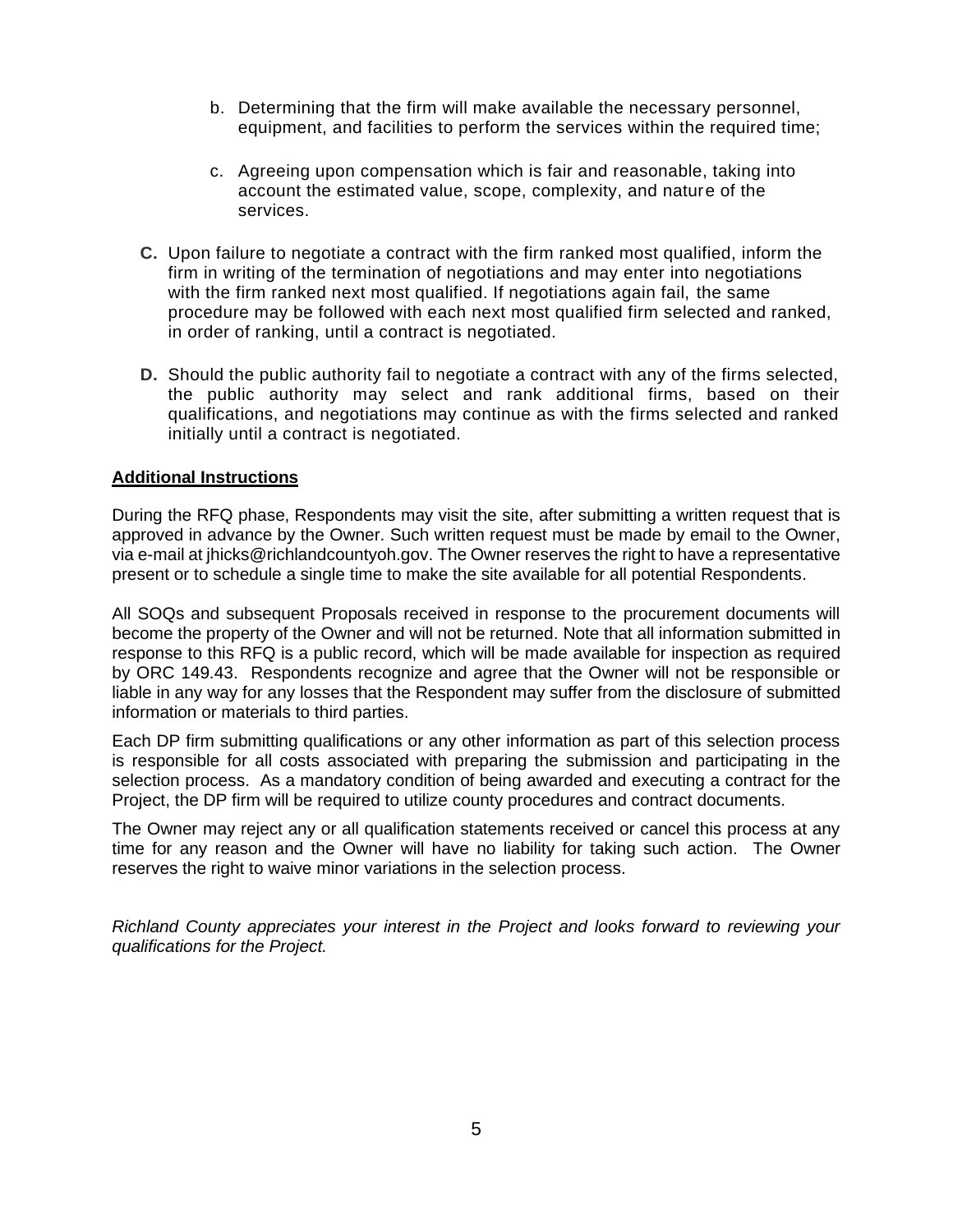b. Determining that the firm will make available the necessary personnel, equipment, and facilities to perform the services within the required time;

  c. Agreeing upon compensation which is fair and reasonable, taking into account the estimated value, scope, complexity, and nature of the services.

**C.** Upon failure to negotiate a contract with the firm ranked most qualified, inform the firm in writing of the termination of negotiations and may enter into negotiations with the firm ranked next most qualified. If negotiations again fail, the same procedure may be followed with each next most qualified firm selected and ranked, in order of ranking, until a contract is negotiated.

**D.** Should the public authority fail to negotiate a contract with any of the firms selected, the public authority may select and rank additional firms, based on their qualifications, and negotiations may continue as with the firms selected and ranked initially until a contract is negotiated.

**<u>Additional Instructions</u>**

During the RFQ phase, Respondents may visit the site, after submitting a written request that is approved in advance by the Owner. Such written request must be made by email to the Owner, via e-mail at jhicks@richlandcountyoh.gov. The Owner reserves the right to have a representative present or to schedule a single time to make the site available for all potential Respondents.

All SOQs and subsequent Proposals received in response to the procurement documents will become the property of the Owner and will not be returned. Note that all information submitted in response to this RFQ is a public record, which will be made available for inspection as required by ORC 149.43. Respondents recognize and agree that the Owner will not be responsible or liable in any way for any losses that the Respondent may suffer from the disclosure of submitted information or materials to third parties.

Each DP firm submitting qualifications or any other information as part of this selection process is responsible for all costs associated with preparing the submission and participating in the selection process. As a mandatory condition of being awarded and executing a contract for the Project, the DP firm will be required to utilize county procedures and contract documents.

The Owner may reject any or all qualification statements received or cancel this process at any time for any reason and the Owner will have no liability for taking such action. The Owner reserves the right to waive minor variations in the selection process.

*Richland County appreciates your interest in the Project and looks forward to reviewing your qualifications for the Project.*